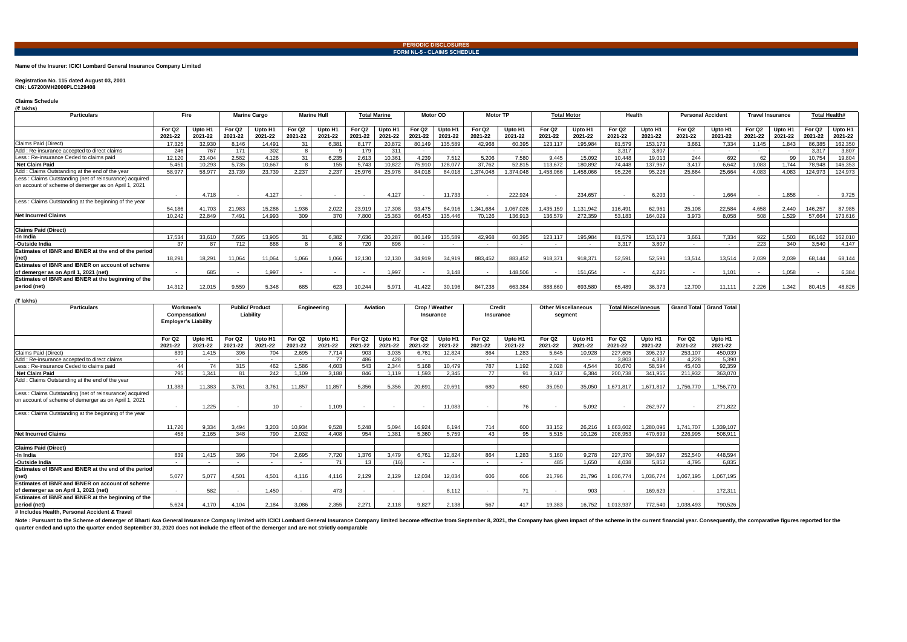**PERIODIC DISCLOSURES**
**FORM NL-5 - CLAIMS SCHEDULE**

**Name of the Insurer: ICICI Lombard General Insurance Company Limited**

**Registration No. 115 dated August 03, 2001**
**CIN: L67200MH2000PLC129408**

**Claims Schedule**
**(₹ lakhs)**

| Particulars | Fire | | Marine Cargo | | Marine Hull | | Total Marine | | Motor OD | | Motor TP | | Total Motor | | Health | | Personal Accident | | Travel Insurance | | Total Health# | |
|---|---|---|---|---|---|---|---|---|---|---|---|---|---|---|---|---|---|---|---|---|---|---|
| | For Q2 2021-22 | Upto H1 2021-22 | For Q2 2021-22 | Upto H1 2021-22 | For Q2 2021-22 | Upto H1 2021-22 | For Q2 2021-22 | Upto H1 2021-22 | For Q2 2021-22 | Upto H1 2021-22 | For Q2 2021-22 | Upto H1 2021-22 | For Q2 2021-22 | Upto H1 2021-22 | For Q2 2021-22 | Upto H1 2021-22 | For Q2 2021-22 | Upto H1 2021-22 | For Q2 2021-22 | Upto H1 2021-22 | For Q2 2021-22 | Upto H1 2021-22 |
| Claims Paid (Direct) | 17,325 | 32,930 | 8,146 | 14,491 | 31 | 6,381 | 8,177 | 20,872 | 80,149 | 135,589 | 42,968 | 60,395 | 123,117 | 195,984 | 81,579 | 153,173 | 3,661 | 7,334 | 1,145 | 1,843 | 86,385 | 162,350 |
| Add : Re-insurance accepted to direct claims | 246 | 767 | 171 | 302 | 8 | 9 | 179 | 311 | - | - | - | - | - | - | 3,317 | 3,807 | - | - | - | - | 3,317 | 3,807 |
| Less : Re-insurance Ceded to claims paid | 12,120 | 23,404 | 2,582 | 4,126 | 31 | 6,235 | 2,613 | 10,361 | 4,239 | 7,512 | 5,206 | 7,580 | 9,445 | 15,092 | 10,448 | 19,013 | 244 | 692 | 62 | 99 | 10,754 | 19,804 |
| **Net Claim Paid** | 5,451 | 10,293 | 5,735 | 10,667 | 8 | 155 | 5,743 | 10,822 | 75,910 | 128,077 | 37,762 | 52,815 | 113,672 | 180,892 | 74,448 | 137,967 | 3,417 | 6,642 | 1,083 | 1,744 | 78,948 | 146,353 |
| Add : Claims Outstanding at the end of the year | 58,977 | 58,977 | 23,739 | 23,739 | 2,237 | 2,237 | 25,976 | 25,976 | 84,018 | 84,018 | 1,374,048 | 1,374,048 | 1,458,066 | 1,458,066 | 95,226 | 95,226 | 25,664 | 25,664 | 4,083 | 4,083 | 124,973 | 124,973 |
| Less : Claims Outstanding (net of reinsurance) acquired on account of scheme of demerger as on April 1, 2021 | - | 4,718 | - | 4,127 | - | - | - | 4,127 | - | 11,733 | - | 222,924 | - | 234,657 | - | 6,203 | - | 1,664 | - | 1,858 | - | 9,725 |
| Less : Claims Outstanding at the beginning of the year | 54,186 | 41,703 | 21,983 | 15,286 | 1,936 | 2,022 | 23,919 | 17,308 | 93,475 | 64,916 | 1,341,684 | 1,067,026 | 1,435,159 | 1,131,942 | 116,491 | 62,961 | 25,108 | 22,584 | 4,658 | 2,440 | 146,257 | 87,985 |
| **Net Incurred Claims** | 10,242 | 22,849 | 7,491 | 14,993 | 309 | 370 | 7,800 | 15,363 | 66,453 | 135,446 | 70,126 | 136,913 | 136,579 | 272,359 | 53,183 | 164,029 | 3,973 | 8,058 | 508 | 1,529 | 57,664 | 173,616 |
| **Claims Paid (Direct)** | | | | | | | | | | | | | | | | | | | | | | |
| **-In India** | 17,534 | 33,610 | 7,605 | 13,905 | 31 | 6,382 | 7,636 | 20,287 | 80,149 | 135,589 | 42,968 | 60,395 | 123,117 | 195,984 | 81,579 | 153,173 | 3,661 | 7,334 | 922 | 1,503 | 86,162 | 162,010 |
| **-Outside India** | 37 | 87 | 712 | 888 | 8 | 8 | 720 | 896 | - | - | - | - | - | - | 3,317 | 3,807 | - | - | 223 | 340 | 3,540 | 4,147 |
| **Estimates of IBNR and IBNER at the end of the period (net)** | 18,291 | 18,291 | 11,064 | 11,064 | 1,066 | 1,066 | 12,130 | 12,130 | 34,919 | 34,919 | 883,452 | 883,452 | 918,371 | 918,371 | 52,591 | 52,591 | 13,514 | 13,514 | 2,039 | 2,039 | 68,144 | 68,144 |
| **Estimates of IBNR and IBNER on account of scheme of demerger as on April 1, 2021 (net)** | - | 685 | - | 1,997 | - | - | - | 1,997 | - | 3,148 | - | 148,506 | - | 151,654 | - | 4,225 | - | 1,101 | - | 1,058 | - | 6,384 |
| **Estimates of IBNR and IBNER at the beginning of the period (net)** | 14,312 | 12,015 | 9,559 | 5,348 | 685 | 623 | 10,244 | 5,971 | 41,422 | 30,196 | 847,238 | 663,384 | 888,660 | 693,580 | 65,489 | 36,373 | 12,700 | 11,111 | 2,226 | 1,342 | 80,415 | 48,826 |

**(₹ lakhs)**

| Particulars | Workmen's Compensation/ Employer's Liability | | Public/ Product Liability | | Engineering | | Aviation | | Crop / Weather Insurance | | Credit Insurance | | Other Miscellaneous segment | | Total Miscellaneous | | Grand Total | Grand Total |
|---|---|---|---|---|---|---|---|---|---|---|---|---|---|---|---|---|---|---|
| | For Q2 2021-22 | Upto H1 2021-22 | For Q2 2021-22 | Upto H1 2021-22 | For Q2 2021-22 | Upto H1 2021-22 | For Q2 2021-22 | Upto H1 2021-22 | For Q2 2021-22 | Upto H1 2021-22 | For Q2 2021-22 | Upto H1 2021-22 | For Q2 2021-22 | Upto H1 2021-22 | For Q2 2021-22 | Upto H1 2021-22 | For Q2 2021-22 | Upto H1 2021-22 |
| Claims Paid (Direct) | 839 | 1,415 | 396 | 704 | 2,695 | 7,714 | 903 | 3,035 | 6,761 | 12,824 | 864 | 1,283 | 5,645 | 10,928 | 227,605 | 396,237 | 253,107 | 450,039 |
| Add : Re-insurance accepted to direct claims | - | - | - | - | - | 77 | 486 | 428 | - | - | - | - | - | - | 3,803 | 4,312 | 4,228 | 5,390 |
| Less : Re-insurance Ceded to claims paid | 44 | 74 | 315 | 462 | 1,586 | 4,603 | 543 | 2,344 | 5,168 | 10,479 | 787 | 1,192 | 2,028 | 4,544 | 30,670 | 58,594 | 45,403 | 92,359 |
| **Net Claim Paid** | 795 | 1,341 | 81 | 242 | 1,109 | 3,188 | 846 | 1,119 | 1,593 | 2,345 | 77 | 91 | 3,617 | 6,384 | 200,738 | 341,955 | 211,932 | 363,070 |
| Add : Claims Outstanding at the end of the year | 11,383 | 11,383 | 3,761 | 3,761 | 11,857 | 11,857 | 5,356 | 5,356 | 20,691 | 20,691 | 680 | 680 | 35,050 | 35,050 | 1,671,817 | 1,671,817 | 1,756,770 | 1,756,770 |
| Less : Claims Outstanding (net of reinsurance) acquired on account of scheme of demerger as on April 1, 2021 | - | 1,225 | - | 10 | - | 1,109 | - | - | - | 11,083 | - | 76 | - | 5,092 | - | 262,977 | - | 271,822 |
| Less : Claims Outstanding at the beginning of the year | 11,720 | 9,334 | 3,494 | 3,203 | 10,934 | 9,528 | 5,248 | 5,094 | 16,924 | 6,194 | 714 | 600 | 33,152 | 26,216 | 1,663,602 | 1,280,096 | 1,741,707 | 1,339,107 |
| **Net Incurred Claims** | 458 | 2,165 | 348 | 790 | 2,032 | 4,408 | 954 | 1,381 | 5,360 | 5,759 | 43 | 95 | 5,515 | 10,126 | 208,953 | 470,699 | 226,995 | 508,911 |
| **Claims Paid (Direct)** | | | | | | | | | | | | | | | | | | |
| **-In India** | 839 | 1,415 | 396 | 704 | 2,695 | 7,720 | 1,376 | 3,479 | 6,761 | 12,824 | 864 | 1,283 | 5,160 | 9,278 | 227,370 | 394,697 | 252,540 | 448,594 |
| **-Outside India** | - | - | - | - | - | 71 | 13 | (16) | - | - | - | - | 485 | 1,650 | 4,038 | 5,852 | 4,795 | 6,835 |
| **Estimates of IBNR and IBNER at the end of the period (net)** | 5,077 | 5,077 | 4,501 | 4,501 | 4,116 | 4,116 | 2,129 | 2,129 | 12,034 | 12,034 | 606 | 606 | 21,796 | 21,796 | 1,036,774 | 1,036,774 | 1,067,195 | 1,067,195 |
| **Estimates of IBNR and IBNER on account of scheme of demerger as on April 1, 2021 (net)** | - | 582 | - | 1,450 | - | 473 | - | - | - | 8,112 | - | 71 | - | 903 | - | 169,629 | - | 172,311 |
| **Estimates of IBNR and IBNER at the beginning of the period (net)** | 5,624 | 4,170 | 4,104 | 2,184 | 3,086 | 2,355 | 2,271 | 2,118 | 9,827 | 2,138 | 567 | 417 | 19,383 | 16,752 | 1,013,937 | 772,540 | 1,038,493 | 790,526 |

**# Includes Health, Personal Accident & Travel**

Note : Pursuant to the Scheme of demerger of Bharti Axa General Insurance Company limited with ICICI Lombard General Insurance Company limited become effective from September 8, 2021, the Company has given impact of the scheme in the current financial year. Consequently, the comparative figures reported for the quarter ended and upto the quarter ended September 30, 2020 does not include the effect of the demerger and are not strictly comparable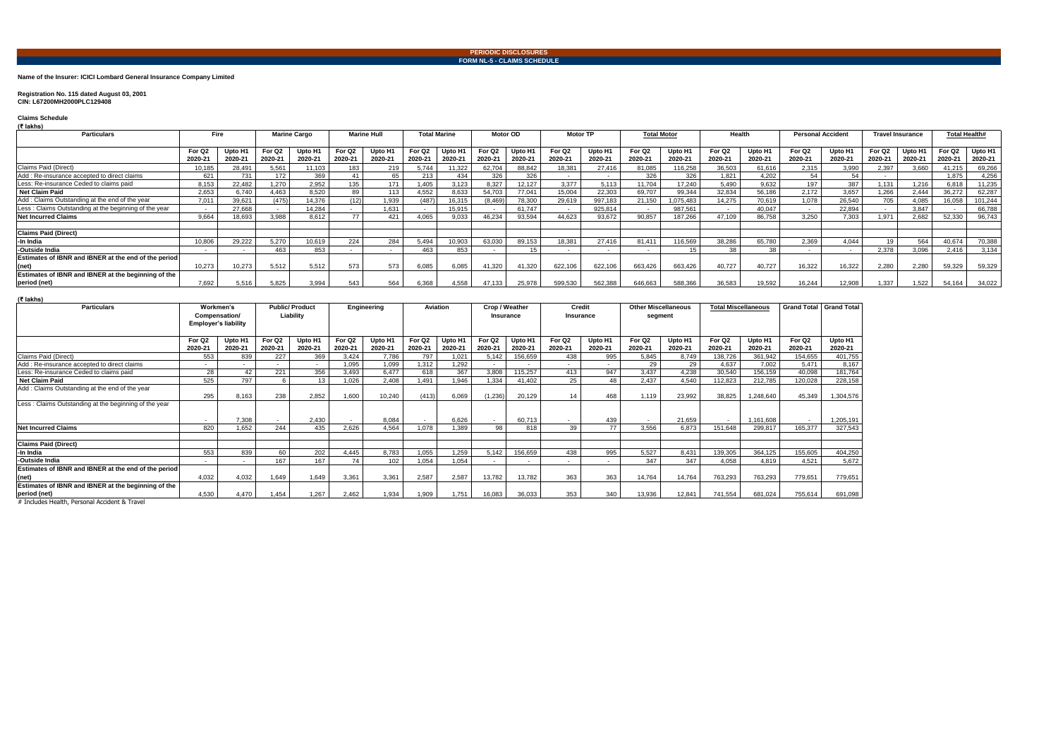**PERIODIC DISCLOSURES**

**FORM NL-5 - CLAIMS SCHEDULE**

**Name of the Insurer: ICICI Lombard General Insurance Company Limited**

**Registration No. 115 dated August 03, 2001**
**CIN: L67200MH2000PLC129408**

**Claims Schedule**
**(₹ lakhs)**

| Particulars | Fire | | Marine Cargo | | Marine Hull | | Total Marine | | Motor OD | | Motor TP | | Total Motor | | Health | | Personal Accident | | Travel Insurance | | Total Health# | |
|---|---|---|---|---|---|---|---|---|---|---|---|---|---|---|---|---|---|---|---|---|---|---|
| | For Q2 2020-21 | Upto H1 2020-21 | For Q2 2020-21 | Upto H1 2020-21 | For Q2 2020-21 | Upto H1 2020-21 | For Q2 2020-21 | Upto H1 2020-21 | For Q2 2020-21 | Upto H1 2020-21 | For Q2 2020-21 | Upto H1 2020-21 | For Q2 2020-21 | Upto H1 2020-21 | For Q2 2020-21 | Upto H1 2020-21 | For Q2 2020-21 | Upto H1 2020-21 | For Q2 2020-21 | Upto H1 2020-21 | For Q2 2020-21 | Upto H1 2020-21 |
| Claims Paid (Direct) | 10,185 | 28,491 | 5,561 | 11,103 | 183 | 219 | 5,744 | 11,322 | 62,704 | 88,842 | 18,381 | 27,416 | 81,085 | 116,258 | 36,503 | 61,616 | 2,315 | 3,990 | 2,397 | 3,660 | 41,215 | 69,266 |
| Add : Re-insurance accepted to direct claims | 621 | 731 | 172 | 369 | 41 | 65 | 213 | 434 | 326 | 326 | - | - | 326 | 326 | 1,821 | 4,202 | 54 | 54 | - | | 1,875 | 4,256 |
| Less: Re-insurance Ceded to claims paid | 8,153 | 22,482 | 1,270 | 2,952 | 135 | 171 | 1,405 | 3,123 | 8,327 | 12,127 | 3,377 | 5,113 | 11,704 | 17,240 | 5,490 | 9,632 | 197 | 387 | 1,131 | 1,216 | 6,818 | 11,235 |
| **Net Claim Paid** | 2,653 | 6,740 | 4,463 | 8,520 | 89 | 113 | 4,552 | 8,633 | 54,703 | 77,041 | 15,004 | 22,303 | 69,707 | 99,344 | 32,834 | 56,186 | 2,172 | 3,657 | 1,266 | 2,444 | 36,272 | 62,287 |
| Add : Claims Outstanding at the end of the year | 7,011 | 39,621 | (475) | 14,376 | (12) | 1,939 | (487) | 16,315 | (8,469) | 78,300 | 29,619 | 997,183 | 21,150 | 1,075,483 | 14,275 | 70,619 | 1,078 | 26,540 | 705 | 4,085 | 16,058 | 101,244 |
| Less : Claims Outstanding at the beginning of the year | - | 27,668 | - | 14,284 | - | 1,631 | - | 15,915 | - | 61,747 | - | 925,814 | - | 987,561 | - | 40,047 | - | 22,894 | - | 3,847 | - | 66,788 |
| **Net Incurred Claims** | 9,664 | 18,693 | 3,988 | 8,612 | 77 | 421 | 4,065 | 9,033 | 46,234 | 93,594 | 44,623 | 93,672 | 90,857 | 187,266 | 47,109 | 86,758 | 3,250 | 7,303 | 1,971 | 2,682 | 52,330 | 96,743 |
| | | | | | | | | | | | | | | | | | | | | | | |
| **Claims Paid (Direct)** | | | | | | | | | | | | | | | | | | | | | | |
| -In India | 10,806 | 29,222 | 5,270 | 10,619 | 224 | 284 | 5,494 | 10,903 | 63,030 | 89,153 | 18,381 | 27,416 | 81,411 | 116,569 | 38,286 | 65,780 | 2,369 | 4,044 | 19 | 564 | 40,674 | 70,388 |
| -Outside India | - | - | 463 | 853 | - | - | 463 | 853 | - | 15 | - | - | - | 15 | 38 | 38 | - | - | 2,378 | 3,096 | 2,416 | 3,134 |
| **Estimates of IBNR and IBNER at the end of the period (net)** | 10,273 | 10,273 | 5,512 | 5,512 | 573 | 573 | 6,085 | 6,085 | 41,320 | 41,320 | 622,106 | 622,106 | 663,426 | 663,426 | 40,727 | 40,727 | 16,322 | 16,322 | 2,280 | 2,280 | 59,329 | 59,329 |
| **Estimates of IBNR and IBNER at the beginning of the period (net)** | 7,692 | 5,516 | 5,825 | 3,994 | 543 | 564 | 6,368 | 4,558 | 47,133 | 25,978 | 599,530 | 562,388 | 646,663 | 588,366 | 36,583 | 19,592 | 16,244 | 12,908 | 1,337 | 1,522 | 54,164 | 34,022 |

**(₹ lakhs)**

| Particulars | Workmen's Compensation/ Employer's liability | | Public/ Product Liability | | Engineering | | Aviation | | Crop / Weather Insurance | | Credit Insurance | | Other Miscellaneous segment | | Total Miscellaneous | | Grand Total | Grand Total |
|---|---|---|---|---|---|---|---|---|---|---|---|---|---|---|---|---|---|---|
| | For Q2 2020-21 | Upto H1 2020-21 | For Q2 2020-21 | Upto H1 2020-21 | For Q2 2020-21 | Upto H1 2020-21 | For Q2 2020-21 | Upto H1 2020-21 | For Q2 2020-21 | Upto H1 2020-21 | For Q2 2020-21 | Upto H1 2020-21 | For Q2 2020-21 | Upto H1 2020-21 | For Q2 2020-21 | Upto H1 2020-21 | For Q2 2020-21 | Upto H1 2020-21 |
| Claims Paid (Direct) | 553 | 839 | 227 | 369 | 3,424 | 7,786 | 797 | 1,021 | 5,142 | 156,659 | 438 | 995 | 5,845 | 8,749 | 138,726 | 361,942 | 154,655 | 401,755 |
| Add : Re-insurance accepted to direct claims | - | - | - | - | 1,095 | 1,099 | 1,312 | 1,292 | - | - | - | - | 29 | 29 | 4,637 | 7,002 | 5,471 | 8,167 |
| Less: Re-insurance Ceded to claims paid | 28 | 42 | 221 | 356 | 3,493 | 6,477 | 618 | 367 | 3,808 | 115,257 | 413 | 947 | 3,437 | 4,238 | 30,540 | 156,159 | 40,098 | 181,764 |
| **Net Claim Paid** | 525 | 797 | 6 | 13 | 1,026 | 2,408 | 1,491 | 1,946 | 1,334 | 41,402 | 25 | 48 | 2,437 | 4,540 | 112,823 | 212,785 | 120,028 | 228,158 |
| Add : Claims Outstanding at the end of the year | 295 | 8,163 | 238 | 2,852 | 1,600 | 10,240 | (413) | 6,069 | (1,236) | 20,129 | 14 | 468 | 1,119 | 23,992 | 38,825 | 1,248,640 | 45,349 | 1,304,576 |
| Less : Claims Outstanding at the beginning of the year | - | 7,308 | - | 2,430 | - | 8,084 | - | 6,626 | - | 60,713 | - | 439 | - | 21,659 | - | 1,161,608 | - | 1,205,191 |
| **Net Incurred Claims** | 820 | 1,652 | 244 | 435 | 2,626 | 4,564 | 1,078 | 1,389 | 98 | 818 | 39 | 77 | 3,556 | 6,873 | 151,648 | 299,817 | 165,377 | 327,543 |
| | | | | | | | | | | | | | | | | | | |
| **Claims Paid (Direct)** | | | | | | | | | | | | | | | | | | |
| -In India | 553 | 839 | 60 | 202 | 4,445 | 8,783 | 1,055 | 1,259 | 5,142 | 156,659 | 438 | 995 | 5,527 | 8,431 | 139,305 | 364,125 | 155,605 | 404,250 |
| -Outside India | - | - | 167 | 167 | 74 | 102 | 1,054 | 1,054 | - | - | - | - | 347 | 347 | 4,058 | 4,819 | 4,521 | 5,672 |
| **Estimates of IBNR and IBNER at the end of the period (net)** | 4,032 | 4,032 | 1,649 | 1,649 | 3,361 | 3,361 | 2,587 | 2,587 | 13,782 | 13,782 | 363 | 363 | 14,764 | 14,764 | 763,293 | 763,293 | 779,651 | 779,651 |
| **Estimates of IBNR and IBNER at the beginning of the period (net)** | 4,530 | 4,470 | 1,454 | 1,267 | 2,462 | 1,934 | 1,909 | 1,751 | 16,083 | 36,033 | 353 | 340 | 13,936 | 12,841 | 741,554 | 681,024 | 755,614 | 691,098 |

# Includes Health, Personal Accident & Travel